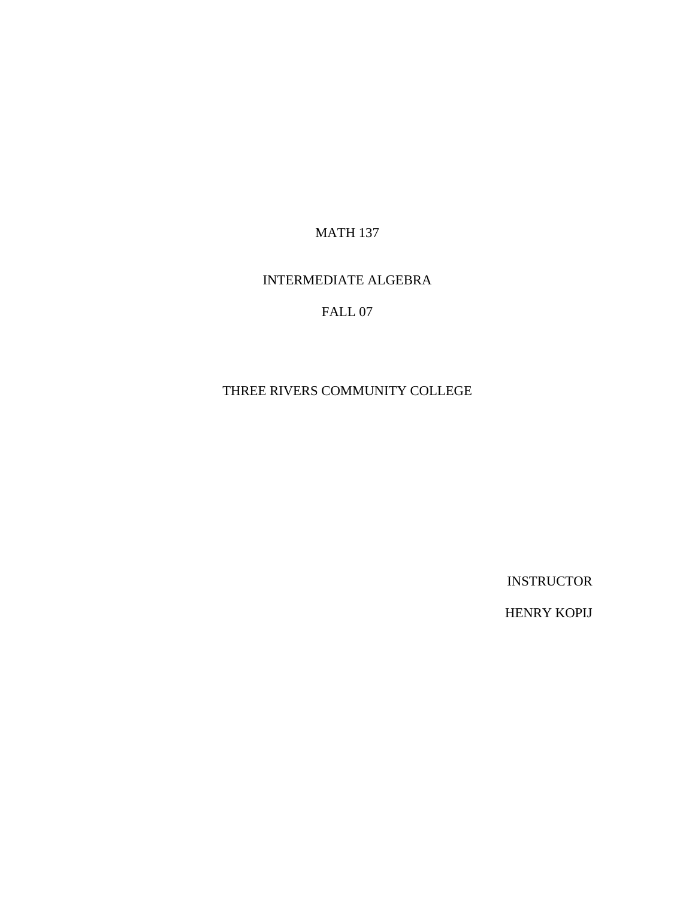# MATH 137

## INTERMEDIATE ALGEBRA

FALL 07

THREE RIVERS COMMUNITY COLLEGE

INSTRUCTOR

HENRY KOPIJ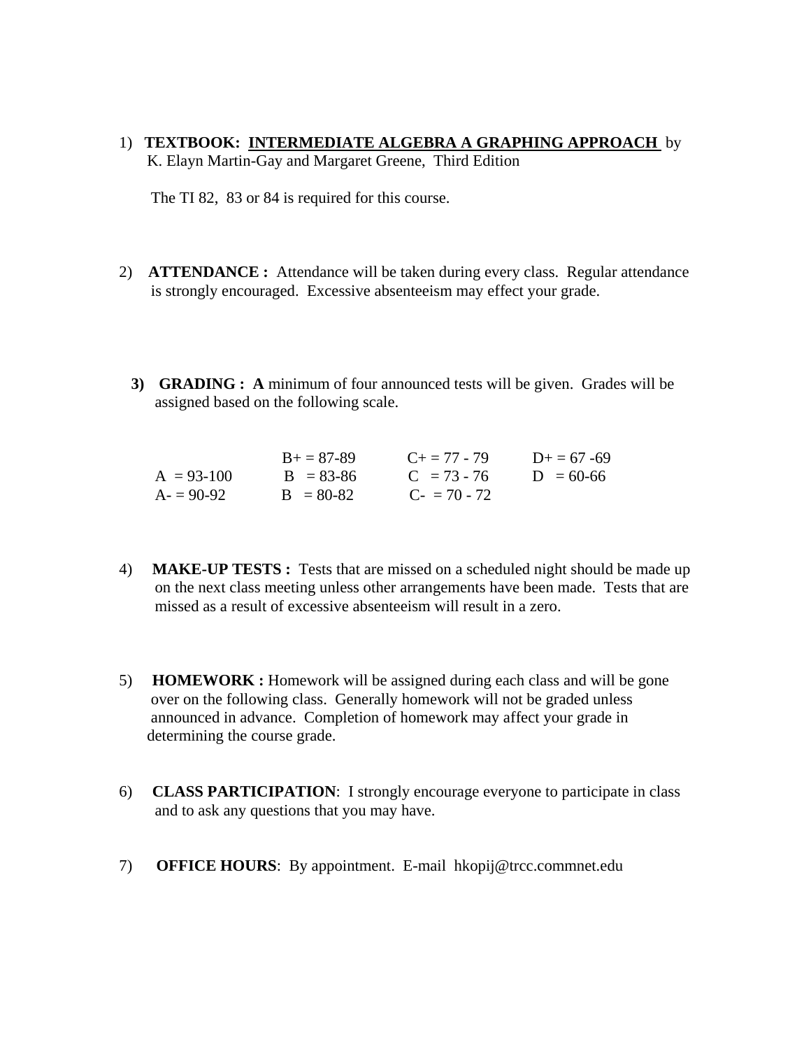1) **TEXTBOOK: <u>INTERMEDIATE ALGEBRA A GRAPHING APPROACH</u>** by K. Elayn Martin-Gay and Margaret Greene, Third Edition

The TI 82, 83 or 84 is required for this course.

2) **ATTENDANCE :** Attendance will be taken during every class. Regular attendance is strongly encouraged. Excessive absenteeism may effect your grade.

3) **GRADING : A** minimum of four announced tests will be given. Grades will be assigned based on the following scale.

| | | | |
|---|---|---|---|
| | B+ = 87-89 | C+ = 77 - 79 | D+ = 67 -69 |
| A = 93-100 | B = 83-86 | C = 73 - 76 | D = 60-66 |
| A- = 90-92 | B = 80-82 | C- = 70 - 72 | |

4) **MAKE-UP TESTS :** Tests that are missed on a scheduled night should be made up on the next class meeting unless other arrangements have been made. Tests that are missed as a result of excessive absenteeism will result in a zero.

5) **HOMEWORK :** Homework will be assigned during each class and will be gone over on the following class. Generally homework will not be graded unless announced in advance. Completion of homework may affect your grade in determining the course grade.

6) **CLASS PARTICIPATION**: I strongly encourage everyone to participate in class and to ask any questions that you may have.

7) **OFFICE HOURS**: By appointment. E-mail hkopij@trcc.commnet.edu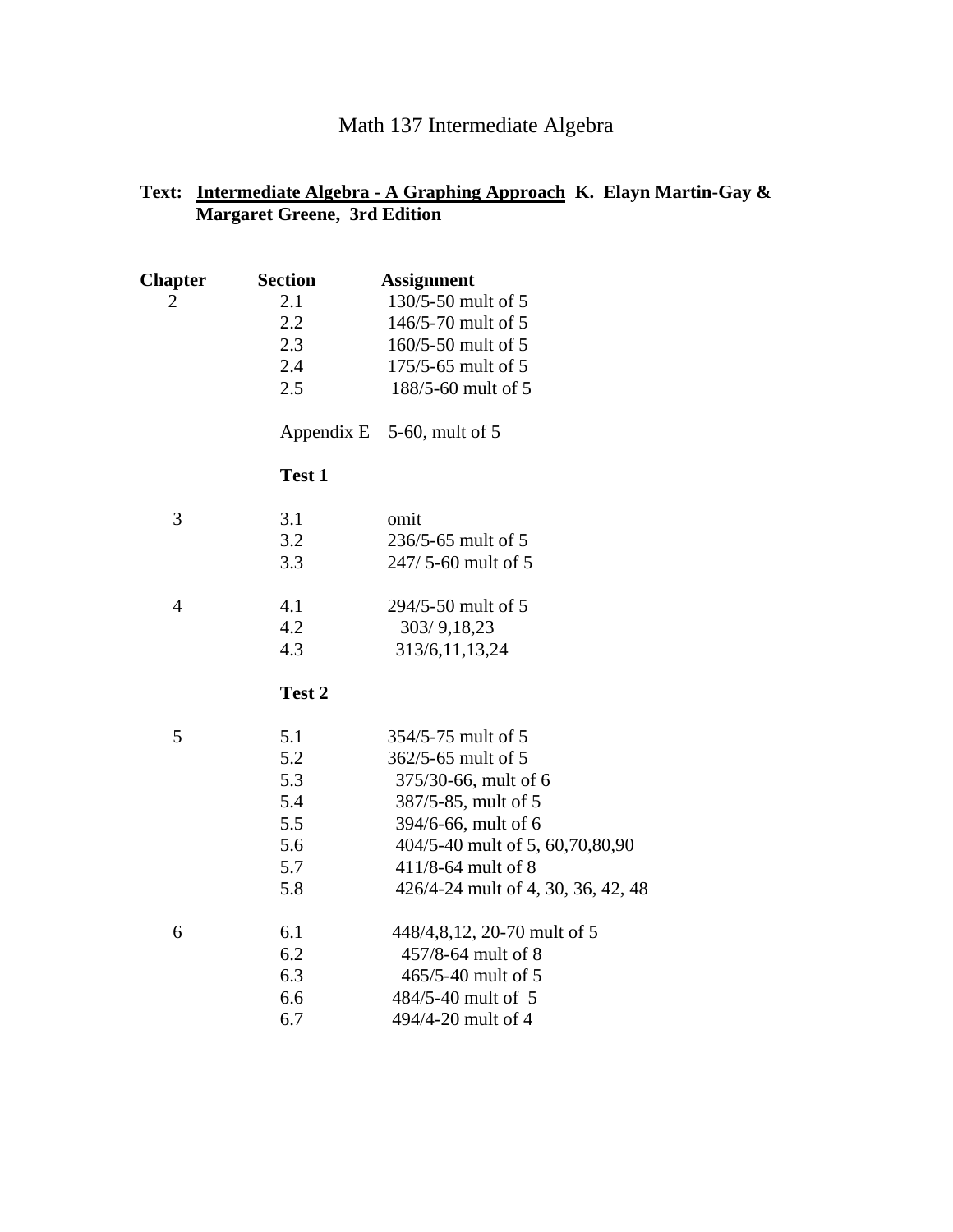# Math 137 Intermediate Algebra

**Text: Intermediate Algebra - A Graphing Approach K. Elayn Martin-Gay & Margaret Greene, 3rd Edition**

| **Chapter** | **Section** | **Assignment** |
|---|---|---|
| 2 | 2.1 | 130/5-50 mult of 5 |
| | 2.2 | 146/5-70 mult of 5 |
| | 2.3 | 160/5-50 mult of 5 |
| | 2.4 | 175/5-65 mult of 5 |
| | 2.5 | 188/5-60 mult of 5 |
| | Appendix E | 5-60, mult of 5 |
| | **Test 1** | |
| 3 | 3.1 | omit |
| | 3.2 | 236/5-65 mult of 5 |
| | 3.3 | 247/ 5-60 mult of 5 |
| 4 | 4.1 | 294/5-50 mult of 5 |
| | 4.2 | 303/ 9,18,23 |
| | 4.3 | 313/6,11,13,24 |
| | **Test 2** | |
| 5 | 5.1 | 354/5-75 mult of 5 |
| | 5.2 | 362/5-65 mult of 5 |
| | 5.3 | 375/30-66, mult of 6 |
| | 5.4 | 387/5-85, mult of 5 |
| | 5.5 | 394/6-66, mult of 6 |
| | 5.6 | 404/5-40 mult of 5, 60,70,80,90 |
| | 5.7 | 411/8-64 mult of 8 |
| | 5.8 | 426/4-24 mult of 4, 30, 36, 42, 48 |
| 6 | 6.1 | 448/4,8,12, 20-70 mult of 5 |
| | 6.2 | 457/8-64 mult of 8 |
| | 6.3 | 465/5-40 mult of 5 |
| | 6.6 | 484/5-40 mult of 5 |
| | 6.7 | 494/4-20 mult of 4 |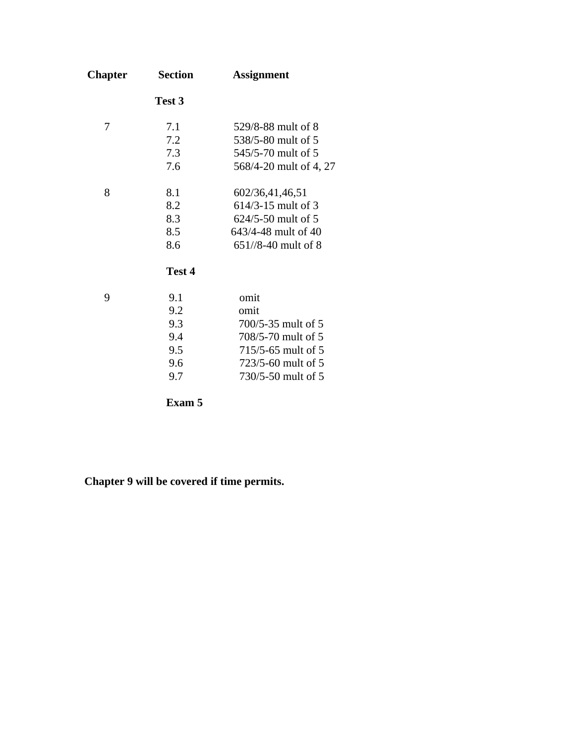| Chapter | Section | Assignment |
|---|---|---|
| | **Test 3** | |
| 7 | 7.1 | 529/8-88 mult of 8 |
| | 7.2 | 538/5-80 mult of 5 |
| | 7.3 | 545/5-70 mult of 5 |
| | 7.6 | 568/4-20 mult of 4, 27 |
| 8 | 8.1 | 602/36,41,46,51 |
| | 8.2 | 614/3-15 mult of 3 |
| | 8.3 | 624/5-50 mult of 5 |
| | 8.5 | 643/4-48 mult of 40 |
| | 8.6 | 651//8-40 mult of 8 |
| | **Test 4** | |
| 9 | 9.1 | omit |
| | 9.2 | omit |
| | 9.3 | 700/5-35 mult of 5 |
| | 9.4 | 708/5-70 mult of 5 |
| | 9.5 | 715/5-65 mult of 5 |
| | 9.6 | 723/5-60 mult of 5 |
| | 9.7 | 730/5-50 mult of 5 |
| | **Exam 5** | |

**Chapter 9 will be covered if time permits.**